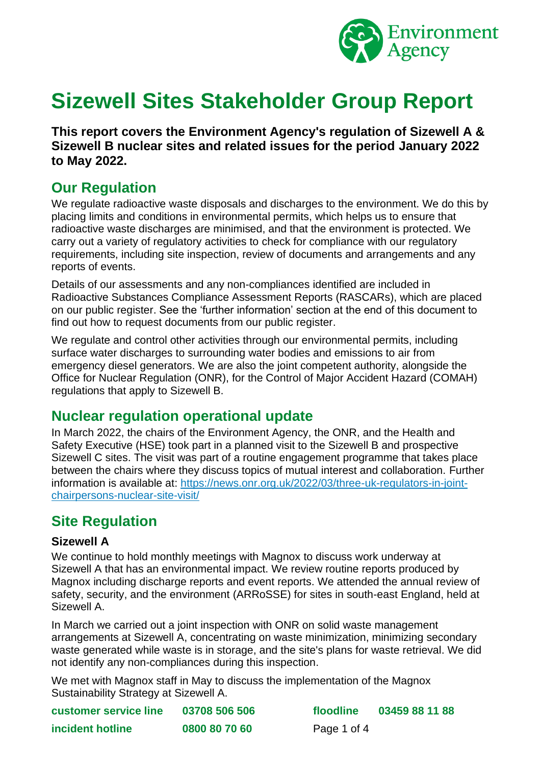# Sizewell Sites Stakeholder Group Report

**This report covers the Environment Agency's regulation of Sizewell A & Sizewell B nuclear sites and related issues for the period January 2022 to May 2022.**

## Our Regulation

We regulate radioactive waste disposals and discharges to the environment. We do this by placing limits and conditions in environmental permits, which helps us to ensure that radioactive waste discharges are minimised, and that the environment is protected. We carry out a variety of regulatory activities to check for compliance with our regulatory requirements, including site inspection, review of documents and arrangements and any reports of events.

Details of our assessments and any non-compliances identified are included in Radioactive Substances Compliance Assessment Reports (RASCARs), which are placed on our public register. See the 'further information' section at the end of this document to find out how to request documents from our public register.

We regulate and control other activities through our environmental permits, including surface water discharges to surrounding water bodies and emissions to air from emergency diesel generators. We are also the joint competent authority, alongside the Office for Nuclear Regulation (ONR), for the Control of Major Accident Hazard (COMAH) regulations that apply to Sizewell B.

## Nuclear regulation operational update

In March 2022, the chairs of the Environment Agency, the ONR, and the Health and Safety Executive (HSE) took part in a planned visit to the Sizewell B and prospective Sizewell C sites. The visit was part of a routine engagement programme that takes place between the chairs where they discuss topics of mutual interest and collaboration. Further information is available at: https://news.onr.org.uk/2022/03/three-uk-regulators-in-joint-chairpersons-nuclear-site-visit/

## Site Regulation

### Sizewell A

We continue to hold monthly meetings with Magnox to discuss work underway at Sizewell A that has an environmental impact. We review routine reports produced by Magnox including discharge reports and event reports. We attended the annual review of safety, security, and the environment (ARRoSSE) for sites in south-east England, held at Sizewell A.

In March we carried out a joint inspection with ONR on solid waste management arrangements at Sizewell A, concentrating on waste minimization, minimizing secondary waste generated while waste is in storage, and the site's plans for waste retrieval. We did not identify any non-compliances during this inspection.

We met with Magnox staff in May to discuss the implementation of the Magnox Sustainability Strategy at Sizewell A.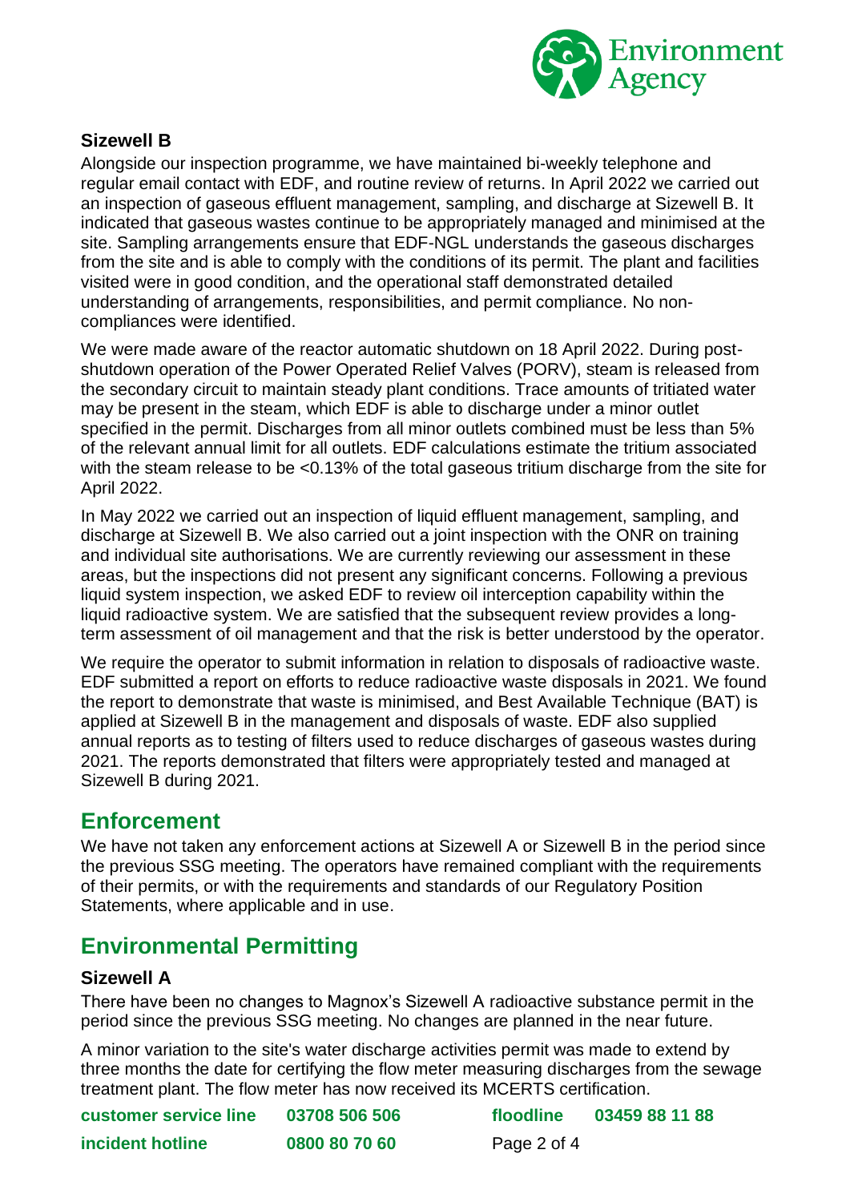### Sizewell B

Alongside our inspection programme, we have maintained bi-weekly telephone and regular email contact with EDF, and routine review of returns. In April 2022 we carried out an inspection of gaseous effluent management, sampling, and discharge at Sizewell B. It indicated that gaseous wastes continue to be appropriately managed and minimised at the site. Sampling arrangements ensure that EDF-NGL understands the gaseous discharges from the site and is able to comply with the conditions of its permit. The plant and facilities visited were in good condition, and the operational staff demonstrated detailed understanding of arrangements, responsibilities, and permit compliance. No non-compliances were identified.

We were made aware of the reactor automatic shutdown on 18 April 2022. During post-shutdown operation of the Power Operated Relief Valves (PORV), steam is released from the secondary circuit to maintain steady plant conditions. Trace amounts of tritiated water may be present in the steam, which EDF is able to discharge under a minor outlet specified in the permit. Discharges from all minor outlets combined must be less than 5% of the relevant annual limit for all outlets. EDF calculations estimate the tritium associated with the steam release to be <0.13% of the total gaseous tritium discharge from the site for April 2022.

In May 2022 we carried out an inspection of liquid effluent management, sampling, and discharge at Sizewell B. We also carried out a joint inspection with the ONR on training and individual site authorisations. We are currently reviewing our assessment in these areas, but the inspections did not present any significant concerns. Following a previous liquid system inspection, we asked EDF to review oil interception capability within the liquid radioactive system. We are satisfied that the subsequent review provides a long-term assessment of oil management and that the risk is better understood by the operator.

We require the operator to submit information in relation to disposals of radioactive waste. EDF submitted a report on efforts to reduce radioactive waste disposals in 2021. We found the report to demonstrate that waste is minimised, and Best Available Technique (BAT) is applied at Sizewell B in the management and disposals of waste. EDF also supplied annual reports as to testing of filters used to reduce discharges of gaseous wastes during 2021. The reports demonstrated that filters were appropriately tested and managed at Sizewell B during 2021.

## Enforcement

We have not taken any enforcement actions at Sizewell A or Sizewell B in the period since the previous SSG meeting. The operators have remained compliant with the requirements of their permits, or with the requirements and standards of our Regulatory Position Statements, where applicable and in use.

## Environmental Permitting

### Sizewell A

There have been no changes to Magnox's Sizewell A radioactive substance permit in the period since the previous SSG meeting. No changes are planned in the near future.

A minor variation to the site's water discharge activities permit was made to extend by three months the date for certifying the flow meter measuring discharges from the sewage treatment plant. The flow meter has now received its MCERTS certification.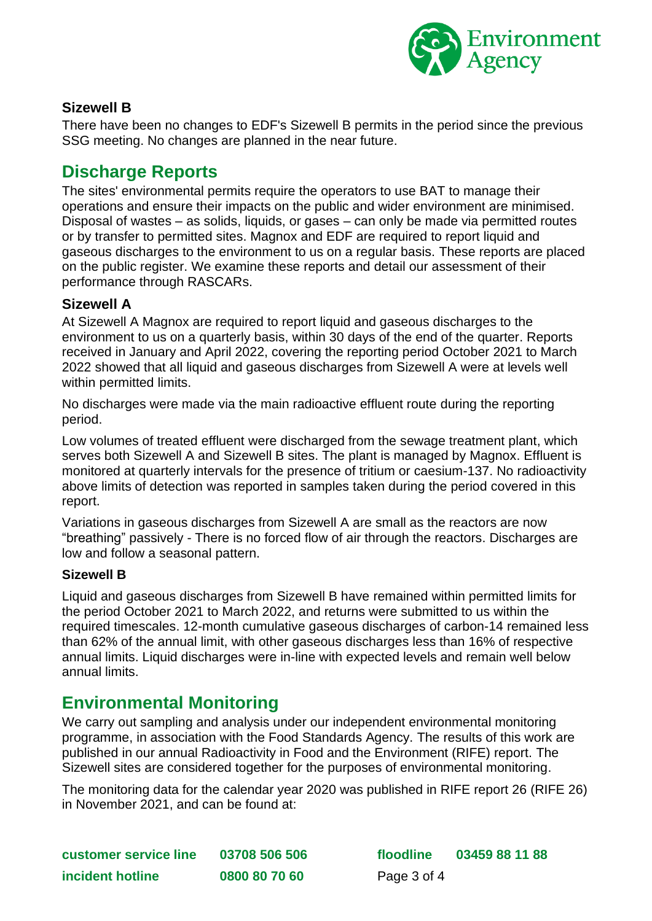### Sizewell B

There have been no changes to EDF's Sizewell B permits in the period since the previous SSG meeting. No changes are planned in the near future.

## Discharge Reports

The sites' environmental permits require the operators to use BAT to manage their operations and ensure their impacts on the public and wider environment are minimised. Disposal of wastes – as solids, liquids, or gases – can only be made via permitted routes or by transfer to permitted sites. Magnox and EDF are required to report liquid and gaseous discharges to the environment to us on a regular basis. These reports are placed on the public register. We examine these reports and detail our assessment of their performance through RASCARs.

### Sizewell A

At Sizewell A Magnox are required to report liquid and gaseous discharges to the environment to us on a quarterly basis, within 30 days of the end of the quarter. Reports received in January and April 2022, covering the reporting period October 2021 to March 2022 showed that all liquid and gaseous discharges from Sizewell A were at levels well within permitted limits.

No discharges were made via the main radioactive effluent route during the reporting period.

Low volumes of treated effluent were discharged from the sewage treatment plant, which serves both Sizewell A and Sizewell B sites. The plant is managed by Magnox. Effluent is monitored at quarterly intervals for the presence of tritium or caesium-137. No radioactivity above limits of detection was reported in samples taken during the period covered in this report.

Variations in gaseous discharges from Sizewell A are small as the reactors are now "breathing" passively - There is no forced flow of air through the reactors. Discharges are low and follow a seasonal pattern.

### Sizewell B

Liquid and gaseous discharges from Sizewell B have remained within permitted limits for the period October 2021 to March 2022, and returns were submitted to us within the required timescales. 12-month cumulative gaseous discharges of carbon-14 remained less than 62% of the annual limit, with other gaseous discharges less than 16% of respective annual limits. Liquid discharges were in-line with expected levels and remain well below annual limits.

## Environmental Monitoring

We carry out sampling and analysis under our independent environmental monitoring programme, in association with the Food Standards Agency. The results of this work are published in our annual Radioactivity in Food and the Environment (RIFE) report. The Sizewell sites are considered together for the purposes of environmental monitoring.

The monitoring data for the calendar year 2020 was published in RIFE report 26 (RIFE 26) in November 2021, and can be found at: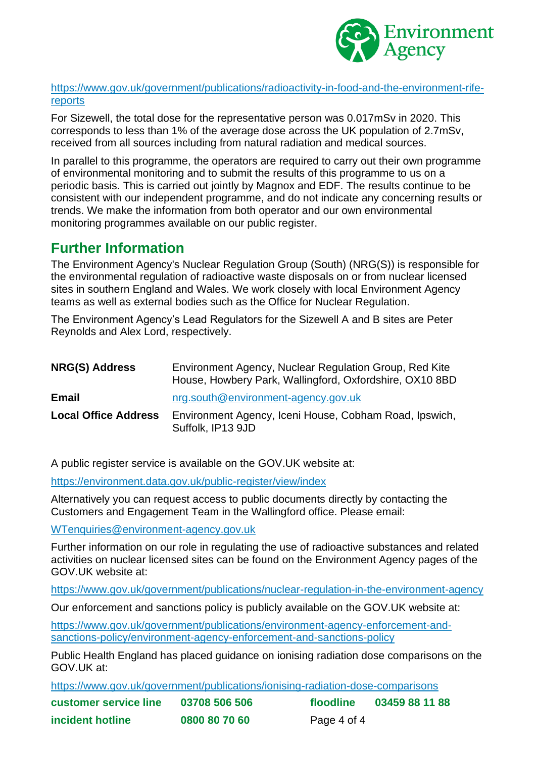https://www.gov.uk/government/publications/radioactivity-in-food-and-the-environment-rife-reports

For Sizewell, the total dose for the representative person was 0.017mSv in 2020. This corresponds to less than 1% of the average dose across the UK population of 2.7mSv, received from all sources including from natural radiation and medical sources.

In parallel to this programme, the operators are required to carry out their own programme of environmental monitoring and to submit the results of this programme to us on a periodic basis. This is carried out jointly by Magnox and EDF. The results continue to be consistent with our independent programme, and do not indicate any concerning results or trends. We make the information from both operator and our own environmental monitoring programmes available on our public register.

## Further Information

The Environment Agency's Nuclear Regulation Group (South) (NRG(S)) is responsible for the environmental regulation of radioactive waste disposals on or from nuclear licensed sites in southern England and Wales. We work closely with local Environment Agency teams as well as external bodies such as the Office for Nuclear Regulation.

The Environment Agency's Lead Regulators for the Sizewell A and B sites are Peter Reynolds and Alex Lord, respectively.

| | |
|---|---|
| **NRG(S) Address** | Environment Agency, Nuclear Regulation Group, Red Kite House, Howbery Park, Wallingford, Oxfordshire, OX10 8BD |
| **Email** | nrg.south@environment-agency.gov.uk |
| **Local Office Address** | Environment Agency, Iceni House, Cobham Road, Ipswich, Suffolk, IP13 9JD |

A public register service is available on the GOV.UK website at:

https://environment.data.gov.uk/public-register/view/index

Alternatively you can request access to public documents directly by contacting the Customers and Engagement Team in the Wallingford office. Please email:

WTenquiries@environment-agency.gov.uk

Further information on our role in regulating the use of radioactive substances and related activities on nuclear licensed sites can be found on the Environment Agency pages of the GOV.UK website at:

https://www.gov.uk/government/publications/nuclear-regulation-in-the-environment-agency

Our enforcement and sanctions policy is publicly available on the GOV.UK website at:

https://www.gov.uk/government/publications/environment-agency-enforcement-and-sanctions-policy/environment-agency-enforcement-and-sanctions-policy

Public Health England has placed guidance on ionising radiation dose comparisons on the GOV.UK at:

https://www.gov.uk/government/publications/ionising-radiation-dose-comparisons